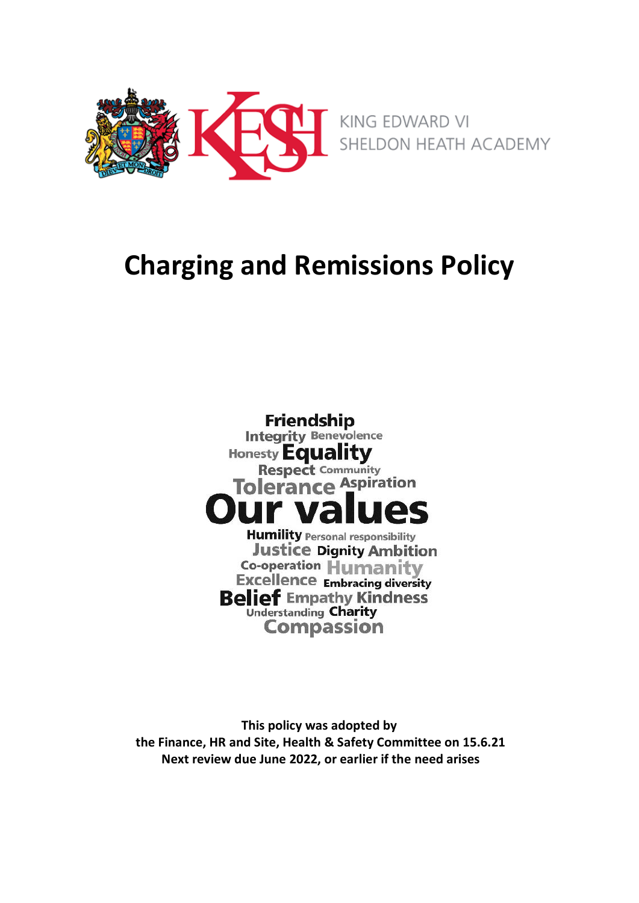KING EDWARD VI
SHELDON HEATH ACADEMY

# Charging and Remissions Policy

Friendship
Integrity Benevolence
Honesty Equality
Respect Community
Tolerance Aspiration
Our values
Humility Personal responsibility
Justice Dignity Ambition
Co-operation Humanity
Excellence Embracing diversity
Belief Empathy Kindness
Understanding Charity
Compassion

**This policy was adopted by**
**the Finance, HR and Site, Health & Safety Committee on 15.6.21**
**Next review due June 2022, or earlier if the need arises**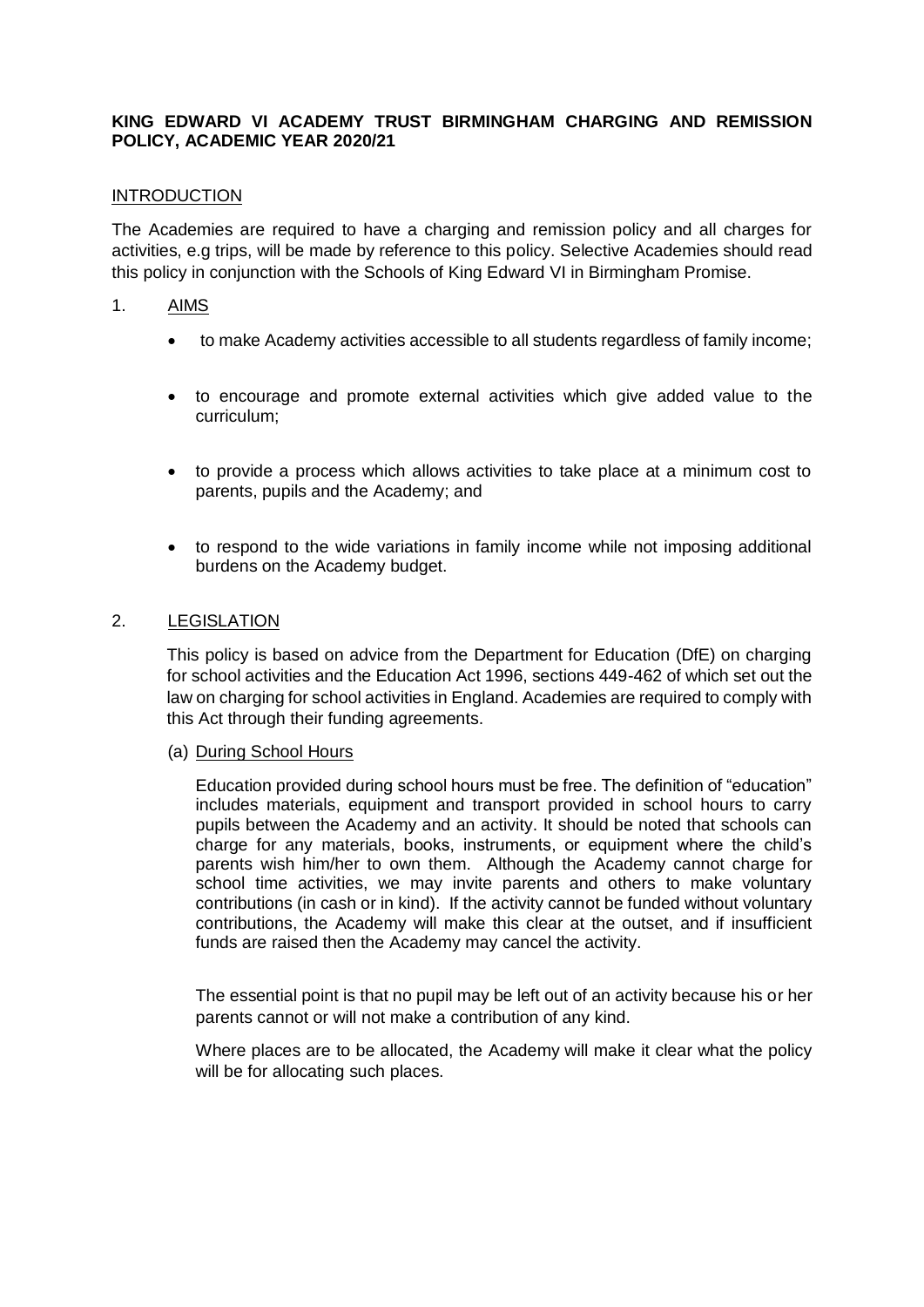**KING EDWARD VI ACADEMY TRUST BIRMINGHAM CHARGING AND REMISSION POLICY, ACADEMIC YEAR 2020/21**

## INTRODUCTION

The Academies are required to have a charging and remission policy and all charges for activities, e.g trips, will be made by reference to this policy. Selective Academies should read this policy in conjunction with the Schools of King Edward VI in Birmingham Promise.

## 1. AIMS

- to make Academy activities accessible to all students regardless of family income;
- to encourage and promote external activities which give added value to the curriculum;
- to provide a process which allows activities to take place at a minimum cost to parents, pupils and the Academy; and
- to respond to the wide variations in family income while not imposing additional burdens on the Academy budget.

## 2. LEGISLATION

This policy is based on advice from the Department for Education (DfE) on charging for school activities and the Education Act 1996, sections 449-462 of which set out the law on charging for school activities in England. Academies are required to comply with this Act through their funding agreements.

### (a) During School Hours

Education provided during school hours must be free. The definition of "education" includes materials, equipment and transport provided in school hours to carry pupils between the Academy and an activity. It should be noted that schools can charge for any materials, books, instruments, or equipment where the child's parents wish him/her to own them. Although the Academy cannot charge for school time activities, we may invite parents and others to make voluntary contributions (in cash or in kind). If the activity cannot be funded without voluntary contributions, the Academy will make this clear at the outset, and if insufficient funds are raised then the Academy may cancel the activity.

The essential point is that no pupil may be left out of an activity because his or her parents cannot or will not make a contribution of any kind.

Where places are to be allocated, the Academy will make it clear what the policy will be for allocating such places.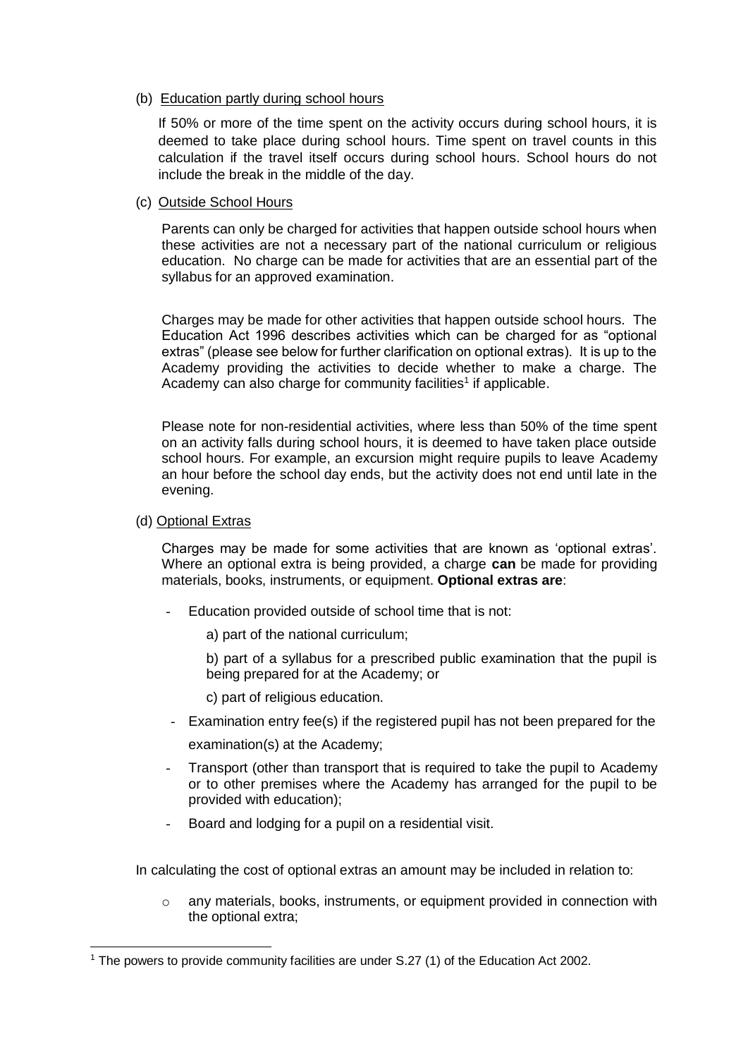(b) Education partly during school hours

If 50% or more of the time spent on the activity occurs during school hours, it is deemed to take place during school hours. Time spent on travel counts in this calculation if the travel itself occurs during school hours. School hours do not include the break in the middle of the day.

(c) Outside School Hours

Parents can only be charged for activities that happen outside school hours when these activities are not a necessary part of the national curriculum or religious education. No charge can be made for activities that are an essential part of the syllabus for an approved examination.

Charges may be made for other activities that happen outside school hours. The Education Act 1996 describes activities which can be charged for as "optional extras" (please see below for further clarification on optional extras). It is up to the Academy providing the activities to decide whether to make a charge. The Academy can also charge for community facilities[1] if applicable.

Please note for non-residential activities, where less than 50% of the time spent on an activity falls during school hours, it is deemed to have taken place outside school hours. For example, an excursion might require pupils to leave Academy an hour before the school day ends, but the activity does not end until late in the evening.

(d) Optional Extras

Charges may be made for some activities that are known as 'optional extras'. Where an optional extra is being provided, a charge **can** be made for providing materials, books, instruments, or equipment. **Optional extras are**:

- Education provided outside of school time that is not:

  a) part of the national curriculum;

  b) part of a syllabus for a prescribed public examination that the pupil is being prepared for at the Academy; or

  c) part of religious education.

- Examination entry fee(s) if the registered pupil has not been prepared for the examination(s) at the Academy;
- Transport (other than transport that is required to take the pupil to Academy or to other premises where the Academy has arranged for the pupil to be provided with education);
- Board and lodging for a pupil on a residential visit.

In calculating the cost of optional extras an amount may be included in relation to:

- any materials, books, instruments, or equipment provided in connection with the optional extra;

[1] The powers to provide community facilities are under S.27 (1) of the Education Act 2002.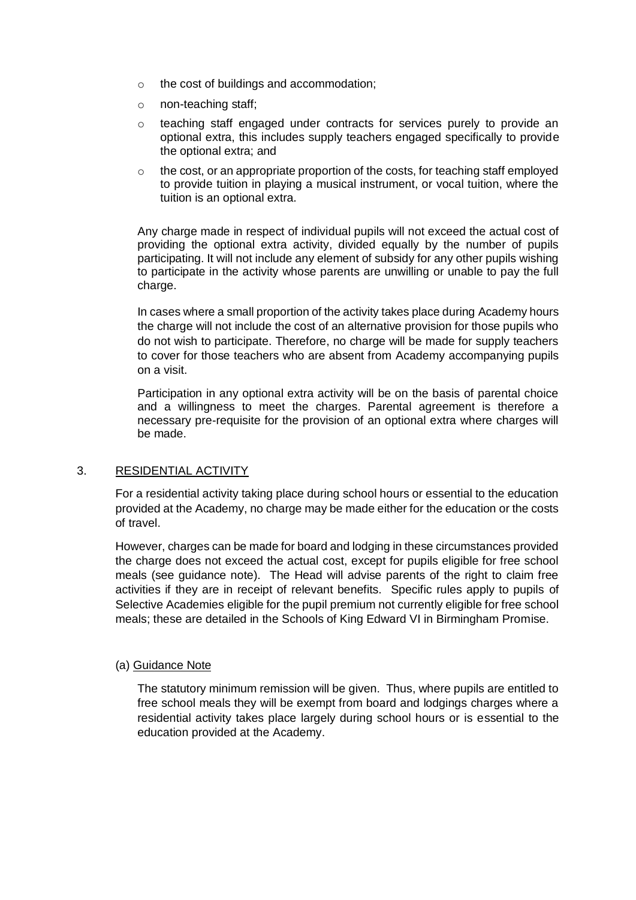- the cost of buildings and accommodation;
- non-teaching staff;
- teaching staff engaged under contracts for services purely to provide an optional extra, this includes supply teachers engaged specifically to provide the optional extra; and
- the cost, or an appropriate proportion of the costs, for teaching staff employed to provide tuition in playing a musical instrument, or vocal tuition, where the tuition is an optional extra.

Any charge made in respect of individual pupils will not exceed the actual cost of providing the optional extra activity, divided equally by the number of pupils participating. It will not include any element of subsidy for any other pupils wishing to participate in the activity whose parents are unwilling or unable to pay the full charge.

In cases where a small proportion of the activity takes place during Academy hours the charge will not include the cost of an alternative provision for those pupils who do not wish to participate. Therefore, no charge will be made for supply teachers to cover for those teachers who are absent from Academy accompanying pupils on a visit.

Participation in any optional extra activity will be on the basis of parental choice and a willingness to meet the charges. Parental agreement is therefore a necessary pre-requisite for the provision of an optional extra where charges will be made.

## 3. RESIDENTIAL ACTIVITY

For a residential activity taking place during school hours or essential to the education provided at the Academy, no charge may be made either for the education or the costs of travel.

However, charges can be made for board and lodging in these circumstances provided the charge does not exceed the actual cost, except for pupils eligible for free school meals (see guidance note). The Head will advise parents of the right to claim free activities if they are in receipt of relevant benefits. Specific rules apply to pupils of Selective Academies eligible for the pupil premium not currently eligible for free school meals; these are detailed in the Schools of King Edward VI in Birmingham Promise.

### (a) Guidance Note

The statutory minimum remission will be given. Thus, where pupils are entitled to free school meals they will be exempt from board and lodgings charges where a residential activity takes place largely during school hours or is essential to the education provided at the Academy.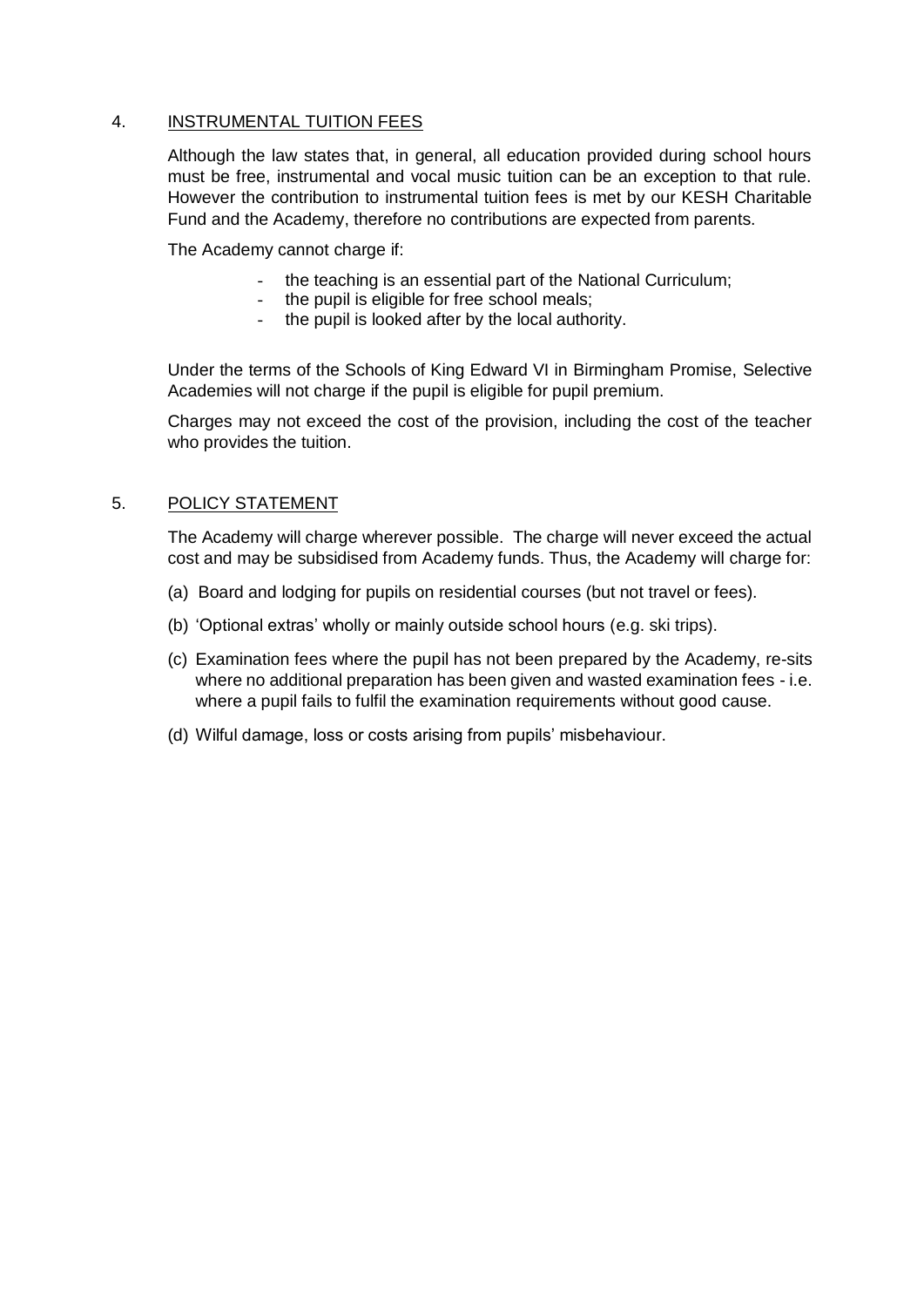## 4. INSTRUMENTAL TUITION FEES

Although the law states that, in general, all education provided during school hours must be free, instrumental and vocal music tuition can be an exception to that rule. However the contribution to instrumental tuition fees is met by our KESH Charitable Fund and the Academy, therefore no contributions are expected from parents.

The Academy cannot charge if:

- the teaching is an essential part of the National Curriculum;
- the pupil is eligible for free school meals;
- the pupil is looked after by the local authority.

Under the terms of the Schools of King Edward VI in Birmingham Promise, Selective Academies will not charge if the pupil is eligible for pupil premium.

Charges may not exceed the cost of the provision, including the cost of the teacher who provides the tuition.

## 5. POLICY STATEMENT

The Academy will charge wherever possible. The charge will never exceed the actual cost and may be subsidised from Academy funds. Thus, the Academy will charge for:

(a) Board and lodging for pupils on residential courses (but not travel or fees).

(b) 'Optional extras' wholly or mainly outside school hours (e.g. ski trips).

(c) Examination fees where the pupil has not been prepared by the Academy, re-sits where no additional preparation has been given and wasted examination fees - i.e. where a pupil fails to fulfil the examination requirements without good cause.

(d) Wilful damage, loss or costs arising from pupils' misbehaviour.